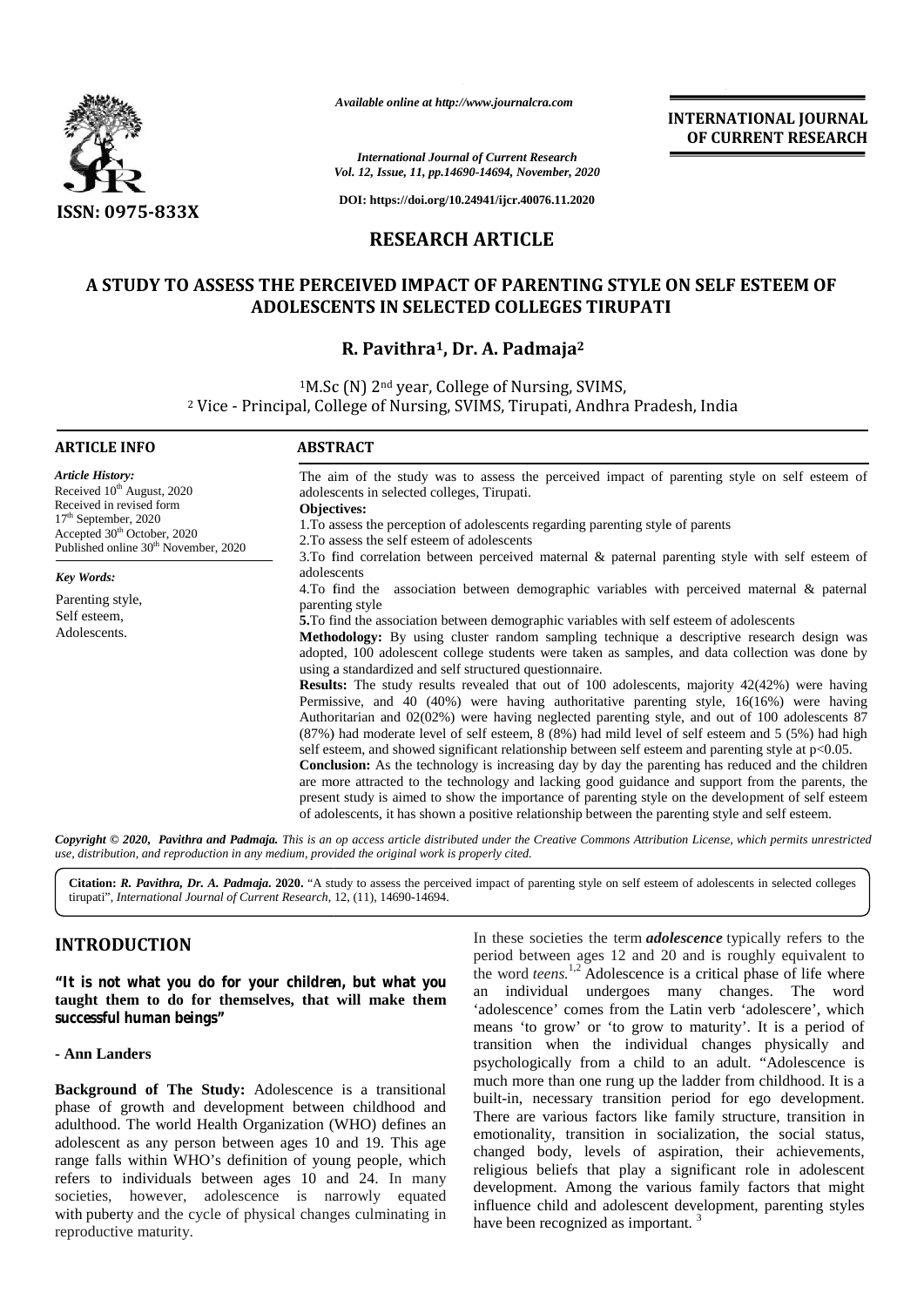ISSN: 0975-833X

*Available online at http://www.journalcra.com*

*International Journal of Current Research*
*Vol. 12, Issue, 11, pp.14690-14694, November, 2020*

**DOI: https://doi.org/10.24941/ijcr.40076.11.2020**

**INTERNATIONAL JOURNAL OF CURRENT RESEARCH**

## RESEARCH ARTICLE

# A STUDY TO ASSESS THE PERCEIVED IMPACT OF PARENTING STYLE ON SELF ESTEEM OF ADOLESCENTS IN SELECTED COLLEGES TIRUPATI

**R. Pavithra[1], Dr. A. Padmaja[2]**

[1]M.Sc (N) 2nd year, College of Nursing, SVIMS,
[2] Vice - Principal, College of Nursing, SVIMS, Tirupati, Andhra Pradesh, India

### ARTICLE INFO

*Article History:*
Received 10th August, 2020
Received in revised form
17th September, 2020
Accepted 30th October, 2020
Published online 30th November, 2020

*Key Words:*
Parenting style,
Self esteem,
Adolescents.

### ABSTRACT

The aim of the study was to assess the perceived impact of parenting style on self esteem of adolescents in selected colleges, Tirupati.

**Objectives:**

1. To assess the perception of adolescents regarding parenting style of parents
2. To assess the self esteem of adolescents
3. To find correlation between perceived maternal & paternal parenting style with self esteem of adolescents
4. To find the association between demographic variables with perceived maternal & paternal parenting style
5. To find the association between demographic variables with self esteem of adolescents

**Methodology:** By using cluster random sampling technique a descriptive research design was adopted, 100 adolescent college students were taken as samples, and data collection was done by using a standardized and self structured questionnaire.

**Results:** The study results revealed that out of 100 adolescents, majority 42(42%) were having Permissive, and 40 (40%) were having authoritative parenting style, 16(16%) were having Authoritarian and 02(02%) were having neglected parenting style, and out of 100 adolescents 87 (87%) had moderate level of self esteem, 8 (8%) had mild level of self esteem and 5 (5%) had high self esteem, and showed significant relationship between self esteem and parenting style at $p<0.05$.

**Conclusion:** As the technology is increasing day by day the parenting has reduced and the children are more attracted to the technology and lacking good guidance and support from the parents, the present study is aimed to show the importance of parenting style on the development of self esteem of adolescents, it has shown a positive relationship between the parenting style and self esteem.

***Copyright © 2020, Pavithra and Padmaja.*** *This is an op access article distributed under the Creative Commons Attribution License, which permits unrestricted use, distribution, and reproduction in any medium, provided the original work is properly cited.*

**Citation:** ***R. Pavithra, Dr. A. Padmaja.*** **2020.** "A study to assess the perceived impact of parenting style on self esteem of adolescents in selected colleges tirupati", *International Journal of Current Research*, 12, (11), 14690-14694.

## INTRODUCTION

***"It is not what you do for your children, but what you taught them to do for themselves, that will make them successful human beings"***

**- Ann Landers**

**Background of The Study:** Adolescence is a transitional phase of growth and development between childhood and adulthood. The world Health Organization (WHO) defines an adolescent as any person between ages 10 and 19. This age range falls within WHO's definition of young people, which refers to individuals between ages 10 and 24. In many societies, however, adolescence is narrowly equated with puberty and the cycle of physical changes culminating in reproductive maturity. In these societies the term ***adolescence*** typically refers to the period between ages 12 and 20 and is roughly equivalent to the word *teens.*[1,2] Adolescence is a critical phase of life where an individual undergoes many changes. The word 'adolescence' comes from the Latin verb 'adolescere', which means 'to grow' or 'to grow to maturity'. It is a period of transition when the individual changes physically and psychologically from a child to an adult. "Adolescence is much more than one rung up the ladder from childhood. It is a built-in, necessary transition period for ego development. There are various factors like family structure, transition in emotionality, transition in socialization, the social status, changed body, levels of aspiration, their achievements, religious beliefs that play a significant role in adolescent development. Among the various family factors that might influence child and adolescent development, parenting styles have been recognized as important. [3]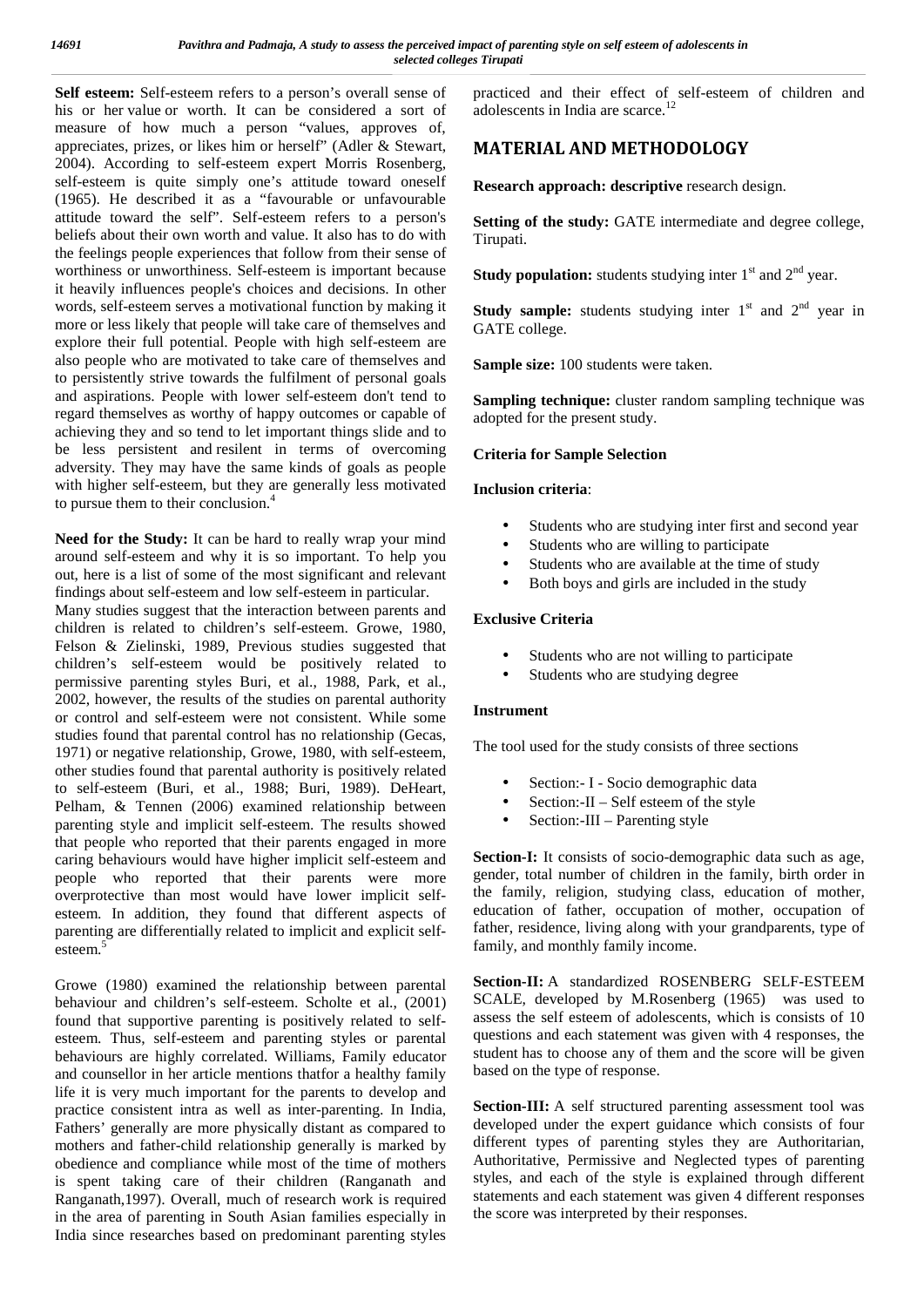**Self esteem:** Self-esteem refers to a person's overall sense of his or her value or worth. It can be considered a sort of measure of how much a person "values, approves of, appreciates, prizes, or likes him or herself" (Adler & Stewart, 2004). According to self-esteem expert Morris Rosenberg, self-esteem is quite simply one's attitude toward oneself (1965). He described it as a "favourable or unfavourable attitude toward the self". Self-esteem refers to a person's beliefs about their own worth and value. It also has to do with the feelings people experiences that follow from their sense of worthiness or unworthiness. Self-esteem is important because it heavily influences people's choices and decisions. In other words, self-esteem serves a motivational function by making it more or less likely that people will take care of themselves and explore their full potential. People with high self-esteem are also people who are motivated to take care of themselves and to persistently strive towards the fulfilment of personal goals and aspirations. People with lower self-esteem don't tend to regard themselves as worthy of happy outcomes or capable of achieving they and so tend to let important things slide and to be less persistent and resilent in terms of overcoming adversity. They may have the same kinds of goals as people with higher self-esteem, but they are generally less motivated to pursue them to their conclusion.[4]

**Need for the Study:** It can be hard to really wrap your mind around self-esteem and why it is so important. To help you out, here is a list of some of the most significant and relevant findings about self-esteem and low self-esteem in particular.

Many studies suggest that the interaction between parents and children is related to children's self-esteem. Growe, 1980, Felson & Zielinski, 1989, Previous studies suggested that children's self-esteem would be positively related to permissive parenting styles Buri, et al., 1988, Park, et al., 2002, however, the results of the studies on parental authority or control and self-esteem were not consistent. While some studies found that parental control has no relationship (Gecas, 1971) or negative relationship, Growe, 1980, with self-esteem, other studies found that parental authority is positively related to self-esteem (Buri, et al., 1988; Buri, 1989). DeHeart, Pelham, & Tennen (2006) examined relationship between parenting style and implicit self-esteem. The results showed that people who reported that their parents engaged in more caring behaviours would have higher implicit self-esteem and people who reported that their parents were more overprotective than most would have lower implicit self-esteem. In addition, they found that different aspects of parenting are differentially related to implicit and explicit self-esteem.[5]

Growe (1980) examined the relationship between parental behaviour and children's self-esteem. Scholte et al., (2001) found that supportive parenting is positively related to self-esteem. Thus, self-esteem and parenting styles or parental behaviours are highly correlated. Williams, Family educator and counsellor in her article mentions thatfor a healthy family life it is very much important for the parents to develop and practice consistent intra as well as inter-parenting. In India, Fathers' generally are more physically distant as compared to mothers and father-child relationship generally is marked by obedience and compliance while most of the time of mothers is spent taking care of their children (Ranganath and Ranganath,1997). Overall, much of research work is required in the area of parenting in South Asian families especially in India since researches based on predominant parenting styles practiced and their effect of self-esteem of children and adolescents in India are scarce.[12]

## MATERIAL AND METHODOLOGY

**Research approach: descriptive** research design.

**Setting of the study:** GATE intermediate and degree college, Tirupati.

**Study population:** students studying inter 1st and 2nd year.

**Study sample:** students studying inter 1st and 2nd year in GATE college.

**Sample size:** 100 students were taken.

**Sampling technique:** cluster random sampling technique was adopted for the present study.

### Criteria for Sample Selection

**Inclusion criteria**:

- Students who are studying inter first and second year
- Students who are willing to participate
- Students who are available at the time of study
- Both boys and girls are included in the study

**Exclusive Criteria**

- Students who are not willing to participate
- Students who are studying degree

**Instrument**

The tool used for the study consists of three sections

- Section:- I - Socio demographic data
- Section:-II – Self esteem of the style
- Section:-III – Parenting style

**Section-I:** It consists of socio-demographic data such as age, gender, total number of children in the family, birth order in the family, religion, studying class, education of mother, education of father, occupation of mother, occupation of father, residence, living along with your grandparents, type of family, and monthly family income.

**Section-II:** A standardized ROSENBERG SELF-ESTEEM SCALE, developed by M.Rosenberg (1965) was used to assess the self esteem of adolescents, which is consists of 10 questions and each statement was given with 4 responses, the student has to choose any of them and the score will be given based on the type of response.

**Section-III:** A self structured parenting assessment tool was developed under the expert guidance which consists of four different types of parenting styles they are Authoritarian, Authoritative, Permissive and Neglected types of parenting styles, and each of the style is explained through different statements and each statement was given 4 different responses the score was interpreted by their responses.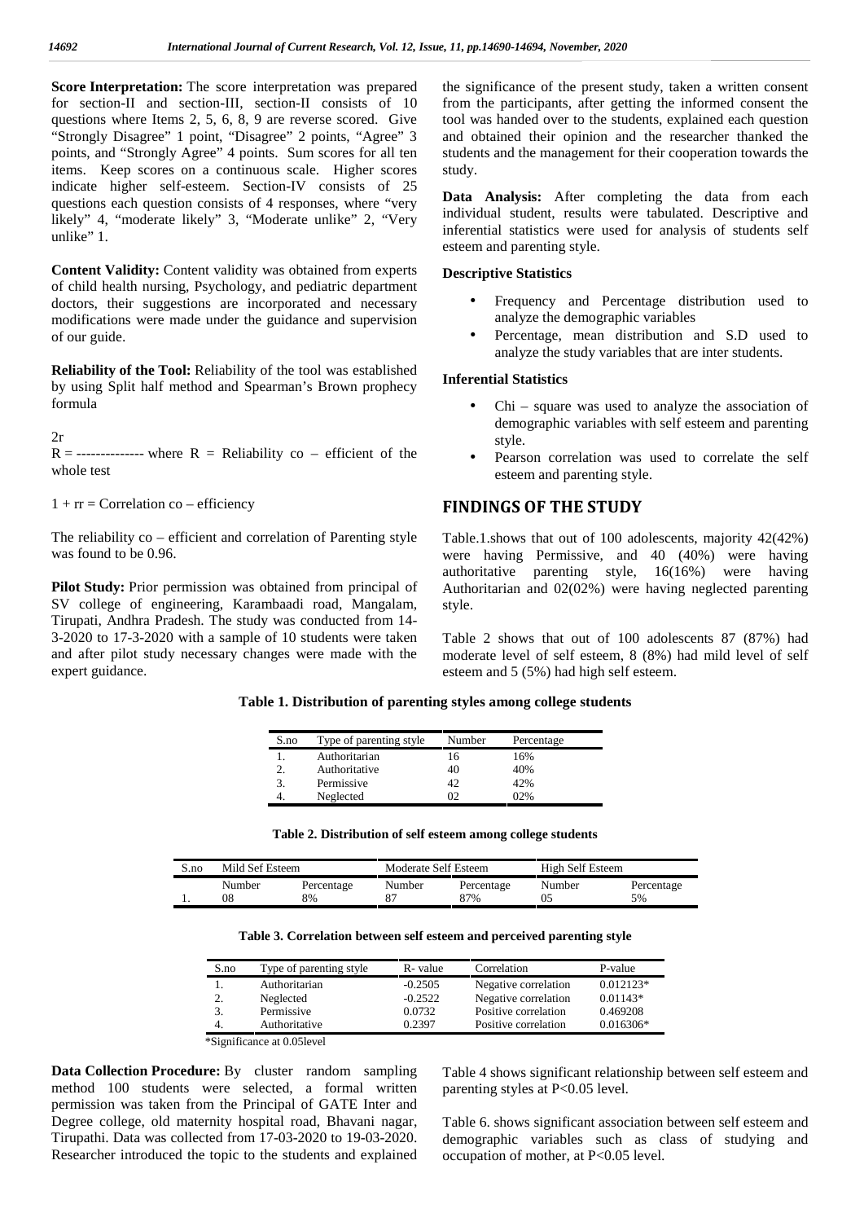**Score Interpretation:** The score interpretation was prepared for section-II and section-III, section-II consists of 10 questions where Items 2, 5, 6, 8, 9 are reverse scored. Give "Strongly Disagree" 1 point, "Disagree" 2 points, "Agree" 3 points, and "Strongly Agree" 4 points. Sum scores for all ten items. Keep scores on a continuous scale. Higher scores indicate higher self-esteem. Section-IV consists of 25 questions each question consists of 4 responses, where "very likely" 4, "moderate likely" 3, "Moderate unlike" 2, "Very unlike" 1.

**Content Validity:** Content validity was obtained from experts of child health nursing, Psychology, and pediatric department doctors, their suggestions are incorporated and necessary modifications were made under the guidance and supervision of our guide.

**Reliability of the Tool:** Reliability of the tool was established by using Split half method and Spearman's Brown prophecy formula

$$R = \frac{2r}{1 + rr}$$

where R = Reliability co – efficient of the whole test

rr = Correlation co – efficiency

The reliability co – efficient and correlation of Parenting style was found to be 0.96.

**Pilot Study:** Prior permission was obtained from principal of SV college of engineering, Karambaadi road, Mangalam, Tirupati, Andhra Pradesh. The study was conducted from 14-3-2020 to 17-3-2020 with a sample of 10 students were taken and after pilot study necessary changes were made with the expert guidance.

**Data Collection Procedure:** By cluster random sampling method 100 students were selected, a formal written permission was taken from the Principal of GATE Inter and Degree college, old maternity hospital road, Bhavani nagar, Tirupathi. Data was collected from 17-03-2020 to 19-03-2020. Researcher introduced the topic to the students and explained the significance of the present study, taken a written consent from the participants, after getting the informed consent the tool was handed over to the students, explained each question and obtained their opinion and the researcher thanked the students and the management for their cooperation towards the study.

**Data Analysis:** After completing the data from each individual student, results were tabulated. Descriptive and inferential statistics were used for analysis of students self esteem and parenting style.

**Descriptive Statistics**

- Frequency and Percentage distribution used to analyze the demographic variables
- Percentage, mean distribution and S.D used to analyze the study variables that are inter students.

**Inferential Statistics**

- Chi – square was used to analyze the association of demographic variables with self esteem and parenting style.
- Pearson correlation was used to correlate the self esteem and parenting style.

## FINDINGS OF THE STUDY

Table.1.shows that out of 100 adolescents, majority 42(42%) were having Permissive, and 40 (40%) were having authoritative parenting style, 16(16%) were having Authoritarian and 02(02%) were having neglected parenting style.

Table 2 shows that out of 100 adolescents 87 (87%) had moderate level of self esteem, 8 (8%) had mild level of self esteem and 5 (5%) had high self esteem.

**Table 1. Distribution of parenting styles among college students**

| S.no | Type of parenting style | Number | Percentage |
|---|---|---|---|
| 1. | Authoritarian | 16 | 16% |
| 2. | Authoritative | 40 | 40% |
| 3. | Permissive | 42 | 42% |
| 4. | Neglected | 02 | 02% |

**Table 2. Distribution of self esteem among college students**

| S.no | Mild Sef Esteem | | Moderate Self Esteem | | High Self Esteem | |
|---|---|---|---|---|---|---|
| | Number | Percentage | Number | Percentage | Number | Percentage |
| 1. | 08 | 8% | 87 | 87% | 05 | 5% |

**Table 3. Correlation between self esteem and perceived parenting style**

| S.no | Type of parenting style | R- value | Correlation | P-value |
|---|---|---|---|---|
| 1. | Authoritarian | -0.2505 | Negative correlation | 0.012123* |
| 2. | Neglected | -0.2522 | Negative correlation | 0.01143* |
| 3. | Permissive | 0.0732 | Positive correlation | 0.469208 |
| 4. | Authoritative | 0.2397 | Positive correlation | 0.016306* |

*Significance at 0.05level

Table 4 shows significant relationship between self esteem and parenting styles at P<0.05 level.

Table 6. shows significant association between self esteem and demographic variables such as class of studying and occupation of mother, at P<0.05 level.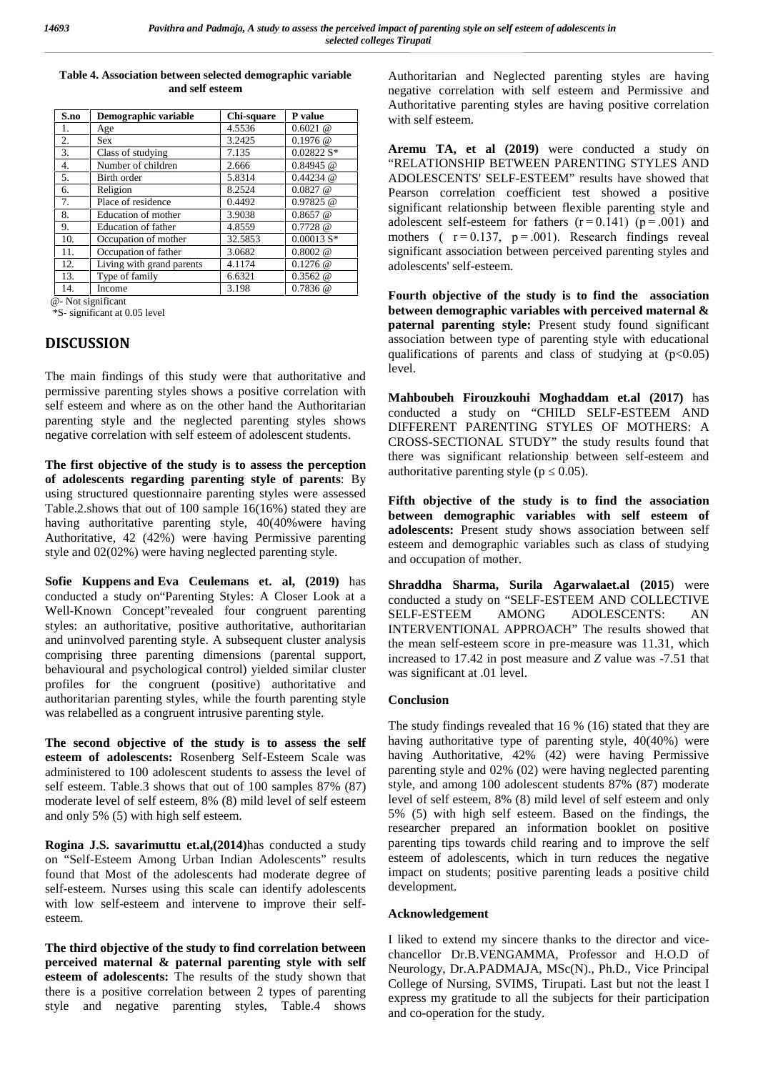**Table 4. Association between selected demographic variable and self esteem**

| S.no | Demographic variable | Chi-square | P value |
|---|---|---|---|
| 1. | Age | 4.5536 | 0.6021 @ |
| 2. | Sex | 3.2425 | 0.1976 @ |
| 3. | Class of studying | 7.135 | 0.02822 S* |
| 4. | Number of children | 2.666 | 0.84945 @ |
| 5. | Birth order | 5.8314 | 0.44234 @ |
| 6. | Religion | 8.2524 | 0.0827 @ |
| 7. | Place of residence | 0.4492 | 0.97825 @ |
| 8. | Education of mother | 3.9038 | 0.8657 @ |
| 9. | Education of father | 4.8559 | 0.7728 @ |
| 10. | Occupation of mother | 32.5853 | 0.00013 S* |
| 11. | Occupation of father | 3.0682 | 0.8002 @ |
| 12. | Living with grand parents | 4.1174 | 0.1276 @ |
| 13. | Type of family | 6.6321 | 0.3562 @ |
| 14. | Income | 3.198 | 0.7836 @ |

@- Not significant
*S- significant at 0.05 level

## DISCUSSION

The main findings of this study were that authoritative and permissive parenting styles shows a positive correlation with self esteem and where as on the other hand the Authoritarian parenting style and the neglected parenting styles shows negative correlation with self esteem of adolescent students.

**The first objective of the study is to assess the perception of adolescents regarding parenting style of parents**: By using structured questionnaire parenting styles were assessed Table.2.shows that out of 100 sample 16(16%) stated they are having authoritative parenting style, 40(40%were having Authoritative, 42 (42%) were having Permissive parenting style and 02(02%) were having neglected parenting style.

**Sofie Kuppens and Eva Ceulemans et. al, (2019)** has conducted a study on"Parenting Styles: A Closer Look at a Well-Known Concept"revealed four congruent parenting styles: an authoritative, positive authoritative, authoritarian and uninvolved parenting style. A subsequent cluster analysis comprising three parenting dimensions (parental support, behavioural and psychological control) yielded similar cluster profiles for the congruent (positive) authoritative and authoritarian parenting styles, while the fourth parenting style was relabelled as a congruent intrusive parenting style.

**The second objective of the study is to assess the self esteem of adolescents:** Rosenberg Self-Esteem Scale was administered to 100 adolescent students to assess the level of self esteem. Table.3 shows that out of 100 samples 87% (87) moderate level of self esteem, 8% (8) mild level of self esteem and only 5% (5) with high self esteem.

**Rogina J.S. savarimuttu et.al,(2014)**has conducted a study on "Self-Esteem Among Urban Indian Adolescents" results found that Most of the adolescents had moderate degree of self-esteem. Nurses using this scale can identify adolescents with low self-esteem and intervene to improve their self-esteem.

**The third objective of the study to find correlation between perceived maternal & paternal parenting style with self esteem of adolescents:** The results of the study shown that there is a positive correlation between 2 types of parenting style and negative parenting styles, Table.4 shows Authoritarian and Neglected parenting styles are having negative correlation with self esteem and Permissive and Authoritative parenting styles are having positive correlation with self esteem.

**Aremu TA, et al (2019)** were conducted a study on "RELATIONSHIP BETWEEN PARENTING STYLES AND ADOLESCENTS' SELF-ESTEEM" results have showed that Pearson correlation coefficient test showed a positive significant relationship between flexible parenting style and adolescent self-esteem for fathers ($r = 0.141$) ($p = .001$) and mothers ( $r = 0.137$, $p = .001$). Research findings reveal significant association between perceived parenting styles and adolescents' self-esteem.

**Fourth objective of the study is to find the association between demographic variables with perceived maternal & paternal parenting style:** Present study found significant association between type of parenting style with educational qualifications of parents and class of studying at ($p<0.05$) level.

**Mahboubeh Firouzkouhi Moghaddam et.al (2017)** has conducted a study on "CHILD SELF-ESTEEM AND DIFFERENT PARENTING STYLES OF MOTHERS: A CROSS-SECTIONAL STUDY" the study results found that there was significant relationship between self-esteem and authoritative parenting style ($p \leq 0.05$).

**Fifth objective of the study is to find the association between demographic variables with self esteem of adolescents:** Present study shows association between self esteem and demographic variables such as class of studying and occupation of mother.

**Shraddha Sharma, Surila Agarwalaet.al (2015**) were conducted a study on "SELF-ESTEEM AND COLLECTIVE SELF-ESTEEM AMONG ADOLESCENTS: AN INTERVENTIONAL APPROACH" The results showed that the mean self-esteem score in pre-measure was 11.31, which increased to 17.42 in post measure and *Z* value was -7.51 that was significant at .01 level.

### Conclusion

The study findings revealed that 16 % (16) stated that they are having authoritative type of parenting style, 40(40%) were having Authoritative, 42% (42) were having Permissive parenting style and 02% (02) were having neglected parenting style, and among 100 adolescent students 87% (87) moderate level of self esteem, 8% (8) mild level of self esteem and only 5% (5) with high self esteem. Based on the findings, the researcher prepared an information booklet on positive parenting tips towards child rearing and to improve the self esteem of adolescents, which in turn reduces the negative impact on students; positive parenting leads a positive child development.

### Acknowledgement

I liked to extend my sincere thanks to the director and vice-chancellor Dr.B.VENGAMMA, Professor and H.O.D of Neurology, Dr.A.PADMAJA, MSc(N)., Ph.D., Vice Principal College of Nursing, SVIMS, Tirupati. Last but not the least I express my gratitude to all the subjects for their participation and co-operation for the study.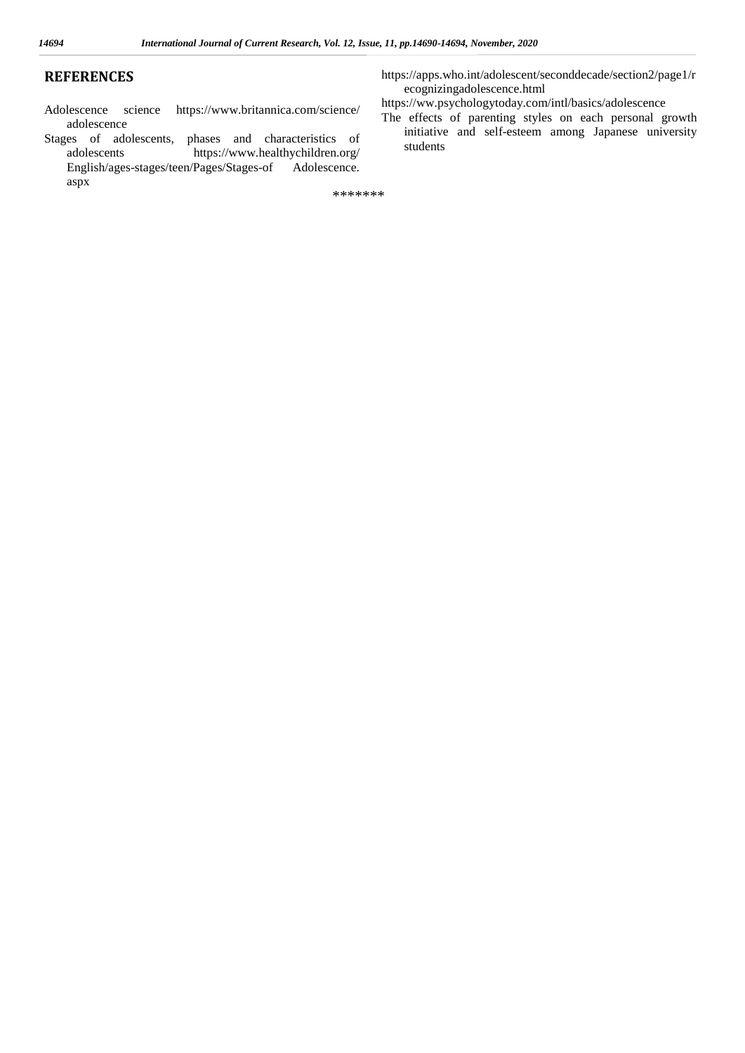## REFERENCES

Adolescence science https://www.britannica.com/science/adolescence

Stages of adolescents, phases and characteristics of adolescents https://www.healthychildren.org/English/ages-stages/teen/Pages/Stages-of Adolescence.aspx

https://apps.who.int/adolescent/seconddecade/section2/page1/recognizingadolescence.html

https://ww.psychologytoday.com/intl/basics/adolescence

The effects of parenting styles on each personal growth initiative and self-esteem among Japanese university students

*******